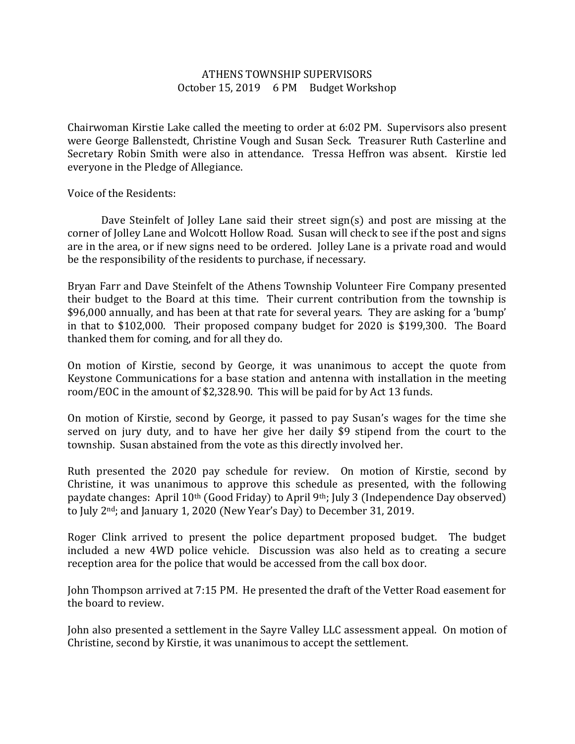# ATHENS TOWNSHIP SUPERVISORS
October 15, 2019  6 PM  Budget Workshop

Chairwoman Kirstie Lake called the meeting to order at 6:02 PM. Supervisors also present were George Ballenstedt, Christine Vough and Susan Seck. Treasurer Ruth Casterline and Secretary Robin Smith were also in attendance. Tressa Heffron was absent. Kirstie led everyone in the Pledge of Allegiance.

Voice of the Residents:

Dave Steinfelt of Jolley Lane said their street sign(s) and post are missing at the corner of Jolley Lane and Wolcott Hollow Road. Susan will check to see if the post and signs are in the area, or if new signs need to be ordered. Jolley Lane is a private road and would be the responsibility of the residents to purchase, if necessary.

Bryan Farr and Dave Steinfelt of the Athens Township Volunteer Fire Company presented their budget to the Board at this time. Their current contribution from the township is $96,000 annually, and has been at that rate for several years. They are asking for a 'bump' in that to $102,000. Their proposed company budget for 2020 is $199,300. The Board thanked them for coming, and for all they do.

On motion of Kirstie, second by George, it was unanimous to accept the quote from Keystone Communications for a base station and antenna with installation in the meeting room/EOC in the amount of $2,328.90. This will be paid for by Act 13 funds.

On motion of Kirstie, second by George, it passed to pay Susan's wages for the time she served on jury duty, and to have her give her daily $9 stipend from the court to the township. Susan abstained from the vote as this directly involved her.

Ruth presented the 2020 pay schedule for review. On motion of Kirstie, second by Christine, it was unanimous to approve this schedule as presented, with the following paydate changes: April 10th (Good Friday) to April 9th; July 3 (Independence Day observed) to July 2nd; and January 1, 2020 (New Year's Day) to December 31, 2019.

Roger Clink arrived to present the police department proposed budget. The budget included a new 4WD police vehicle. Discussion was also held as to creating a secure reception area for the police that would be accessed from the call box door.

John Thompson arrived at 7:15 PM. He presented the draft of the Vetter Road easement for the board to review.

John also presented a settlement in the Sayre Valley LLC assessment appeal. On motion of Christine, second by Kirstie, it was unanimous to accept the settlement.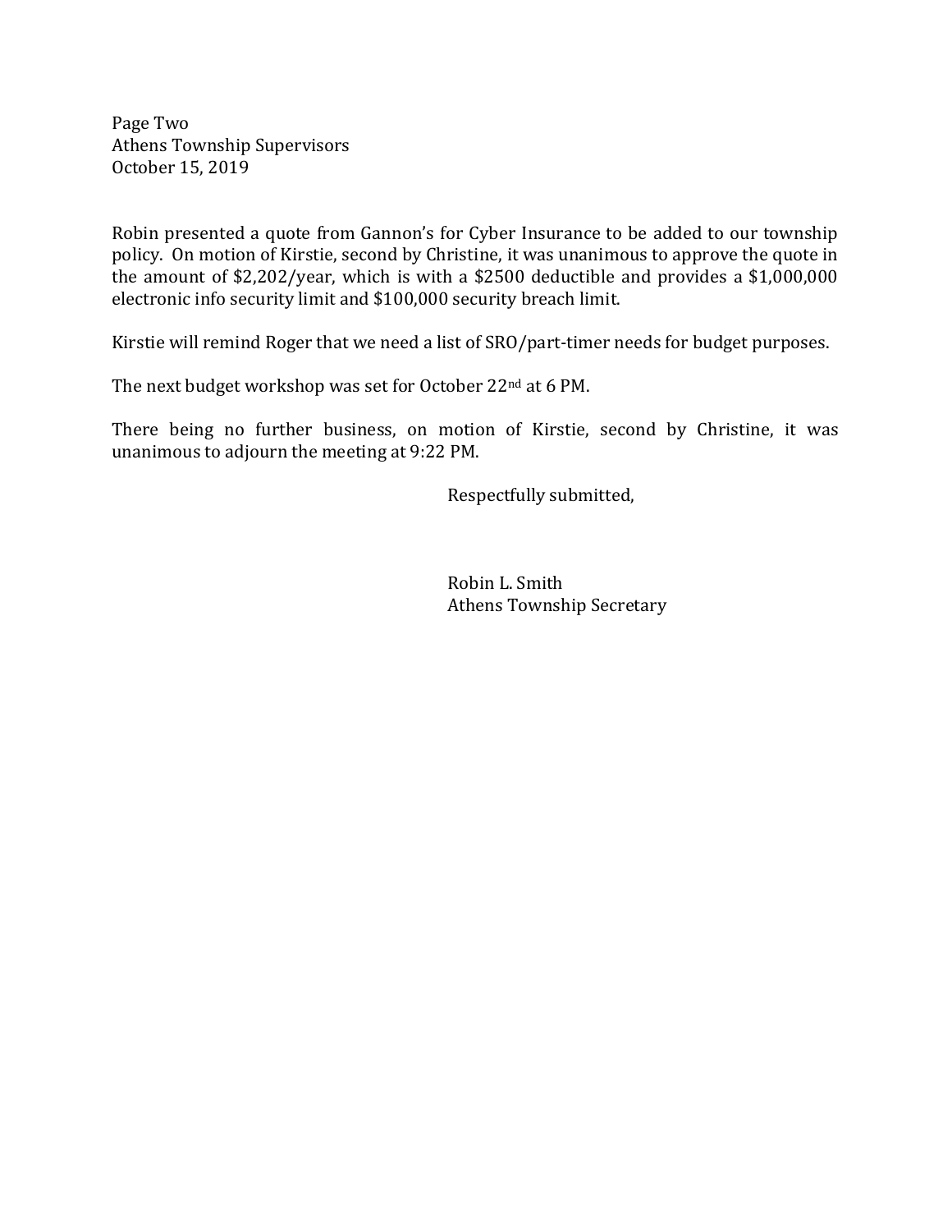Robin presented a quote from Gannon's for Cyber Insurance to be added to our township policy. On motion of Kirstie, second by Christine, it was unanimous to approve the quote in the amount of $2,202/year, which is with a $2500 deductible and provides a $1,000,000 electronic info security limit and $100,000 security breach limit.

Kirstie will remind Roger that we need a list of SRO/part-timer needs for budget purposes.

The next budget workshop was set for October 22nd at 6 PM.

There being no further business, on motion of Kirstie, second by Christine, it was unanimous to adjourn the meeting at 9:22 PM.

Respectfully submitted,

Robin L. Smith
Athens Township Secretary